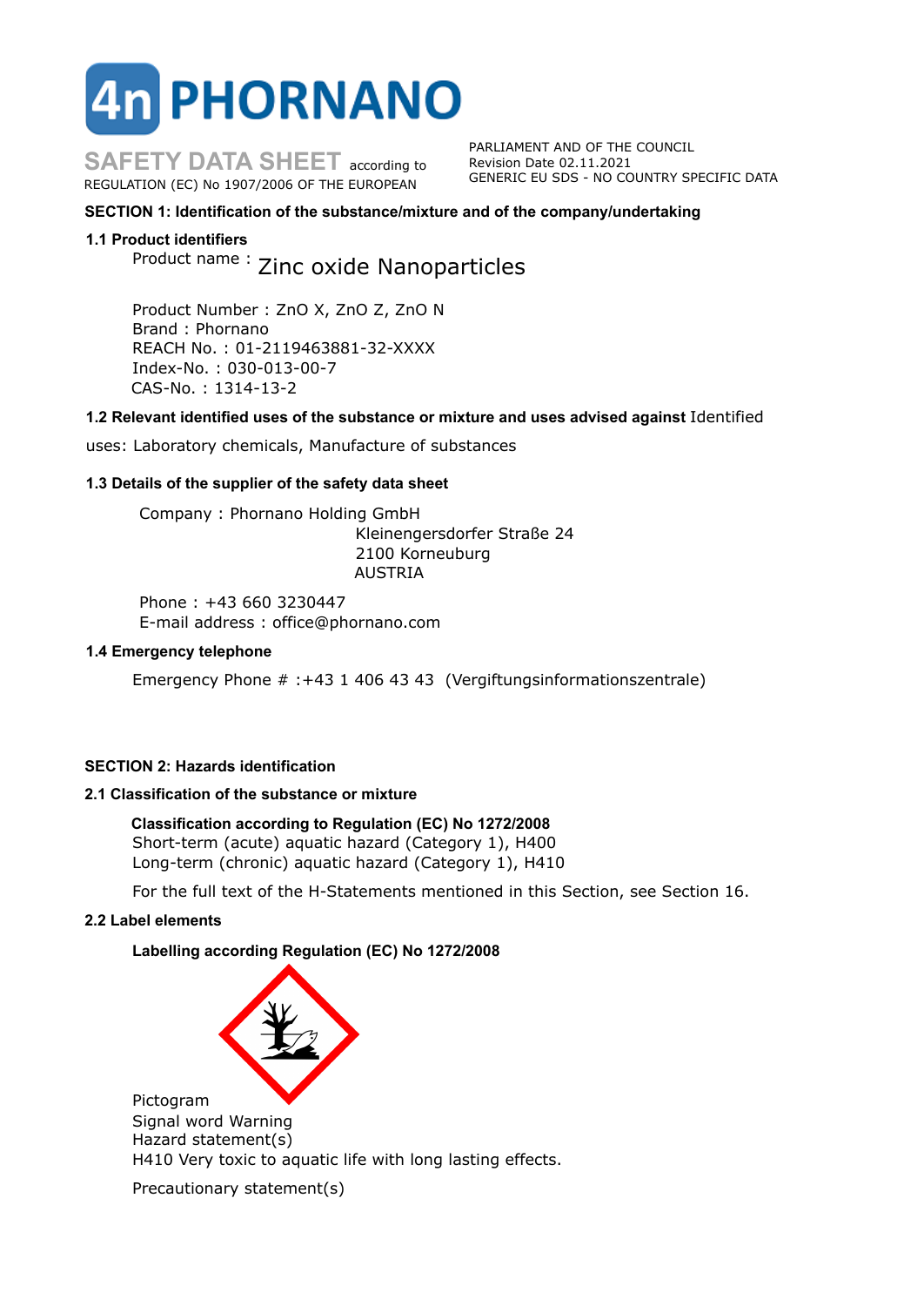# 4n PHORNANO

**SAFETY DATA SHEET** according to REGULATION (EC) No 1907/2006 OF THE EUROPEAN PARLIAMENT AND OF THE COUNCIL
Revision Date 02.11.2021
GENERIC EU SDS - NO COUNTRY SPECIFIC DATA

## SECTION 1: Identification of the substance/mixture and of the company/undertaking

### 1.1 Product identifiers

Product name : Zinc oxide Nanoparticles

Product Number : ZnO X, ZnO Z, ZnO N
Brand : Phornano
REACH No. : 01-2119463881-32-XXXX
Index-No. : 030-013-00-7
CAS-No. : 1314-13-2

### 1.2 Relevant identified uses of the substance or mixture and uses advised against

Identified uses: Laboratory chemicals, Manufacture of substances

### 1.3 Details of the supplier of the safety data sheet

Company : Phornano Holding GmbH
Kleinengersdorfer Straße 24
2100 Korneuburg
AUSTRIA

Phone : +43 660 3230447
E-mail address : office@phornano.com

### 1.4 Emergency telephone

Emergency Phone # :+43 1 406 43 43 (Vergiftungsinformationszentrale)

## SECTION 2: Hazards identification

### 2.1 Classification of the substance or mixture

**Classification according to Regulation (EC) No 1272/2008**
Short-term (acute) aquatic hazard (Category 1), H400
Long-term (chronic) aquatic hazard (Category 1), H410

For the full text of the H-Statements mentioned in this Section, see Section 16.

### 2.2 Label elements

**Labelling according Regulation (EC) No 1272/2008**

Pictogram
Signal word Warning
Hazard statement(s)
H410 Very toxic to aquatic life with long lasting effects.

Precautionary statement(s)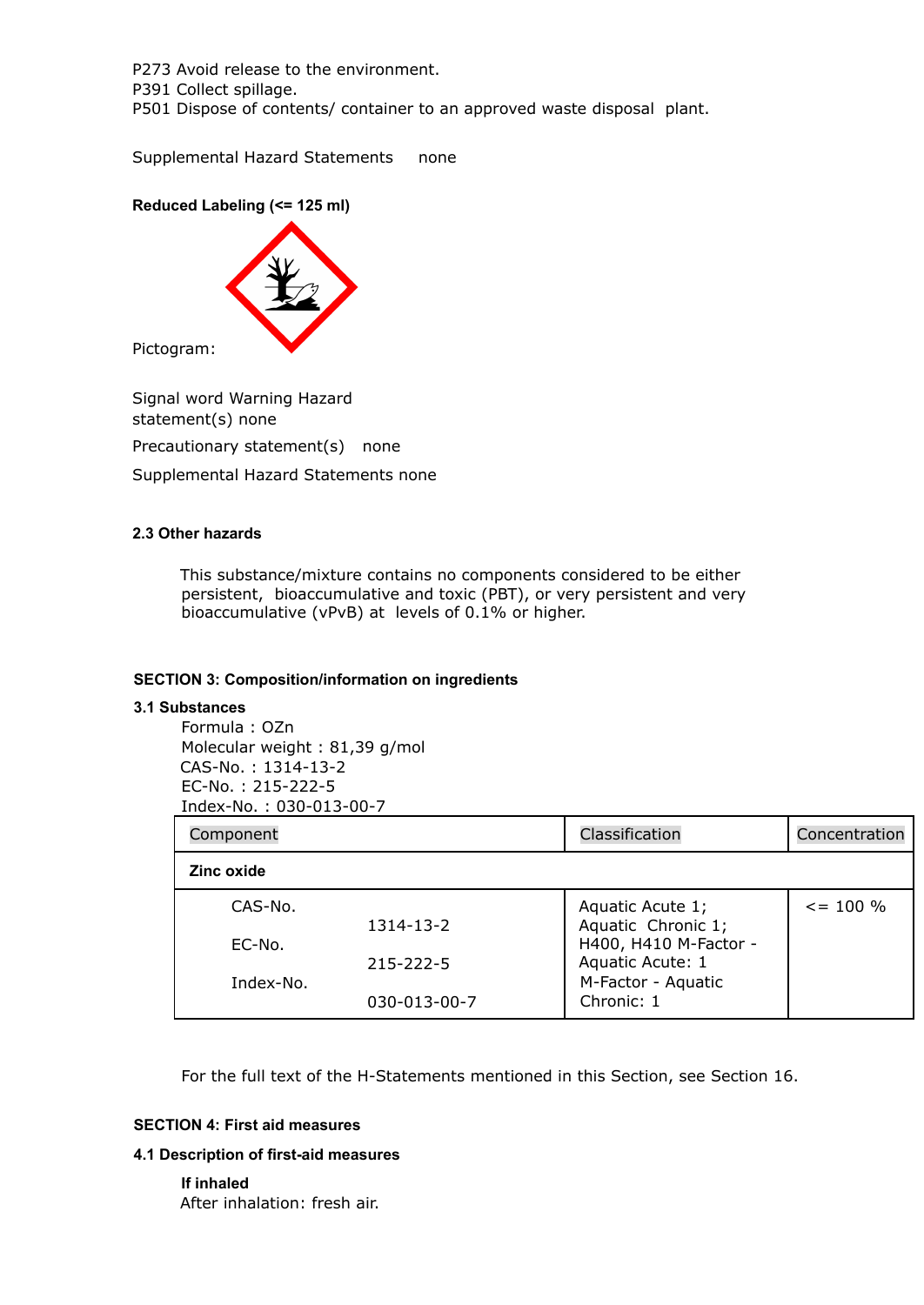P273 Avoid release to the environment.
P391 Collect spillage.
P501 Dispose of contents/ container to an approved waste disposal plant.

Supplemental Hazard Statements none

**Reduced Labeling (<= 125 ml)**

Pictogram:

Signal word Warning Hazard statement(s) none

Precautionary statement(s) none

Supplemental Hazard Statements none

### 2.3 Other hazards

This substance/mixture contains no components considered to be either persistent, bioaccumulative and toxic (PBT), or very persistent and very bioaccumulative (vPvB) at levels of 0.1% or higher.

## SECTION 3: Composition/information on ingredients

### 3.1 Substances

Formula : OZn
Molecular weight : 81,39 g/mol
CAS-No. : 1314-13-2
EC-No. : 215-222-5
Index-No. : 030-013-00-7

| Component | | Classification | Concentration |
|---|---|---|---|
| **Zinc oxide** | | | |
| CAS-No. | 1314-13-2 | Aquatic Acute 1; Aquatic Chronic 1; H400, H410 M-Factor - Aquatic Acute: 1 M-Factor - Aquatic Chronic: 1 | <= 100 % |
| EC-No. | 215-222-5 | | |
| Index-No. | 030-013-00-7 | | |

For the full text of the H-Statements mentioned in this Section, see Section 16.

## SECTION 4: First aid measures

### 4.1 Description of first-aid measures

**If inhaled**
After inhalation: fresh air.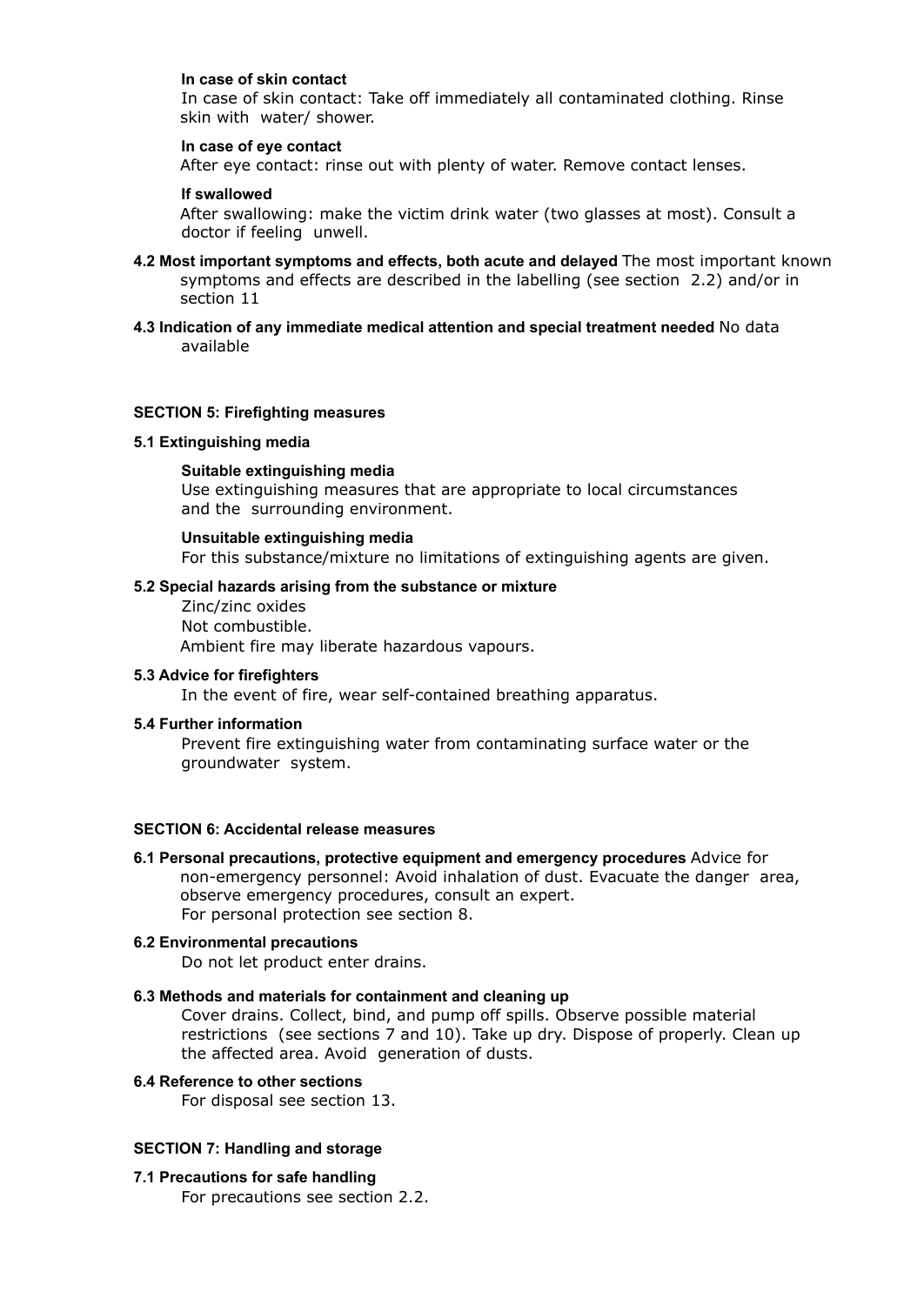**In case of skin contact**

In case of skin contact: Take off immediately all contaminated clothing. Rinse skin with water/ shower.

**In case of eye contact**

After eye contact: rinse out with plenty of water. Remove contact lenses.

**If swallowed**

After swallowing: make the victim drink water (two glasses at most). Consult a doctor if feeling unwell.

**4.2 Most important symptoms and effects, both acute and delayed** The most important known symptoms and effects are described in the labelling (see section 2.2) and/or in section 11

**4.3 Indication of any immediate medical attention and special treatment needed** No data available

## SECTION 5: Firefighting measures

### 5.1 Extinguishing media

**Suitable extinguishing media**

Use extinguishing measures that are appropriate to local circumstances and the surrounding environment.

**Unsuitable extinguishing media**

For this substance/mixture no limitations of extinguishing agents are given.

### 5.2 Special hazards arising from the substance or mixture

Zinc/zinc oxides
Not combustible.
Ambient fire may liberate hazardous vapours.

### 5.3 Advice for firefighters

In the event of fire, wear self-contained breathing apparatus.

### 5.4 Further information

Prevent fire extinguishing water from contaminating surface water or the groundwater system.

## SECTION 6: Accidental release measures

**6.1 Personal precautions, protective equipment and emergency procedures** Advice for non-emergency personnel: Avoid inhalation of dust. Evacuate the danger area, observe emergency procedures, consult an expert.
For personal protection see section 8.

### 6.2 Environmental precautions

Do not let product enter drains.

### 6.3 Methods and materials for containment and cleaning up

Cover drains. Collect, bind, and pump off spills. Observe possible material restrictions (see sections 7 and 10). Take up dry. Dispose of properly. Clean up the affected area. Avoid generation of dusts.

### 6.4 Reference to other sections

For disposal see section 13.

## SECTION 7: Handling and storage

### 7.1 Precautions for safe handling

For precautions see section 2.2.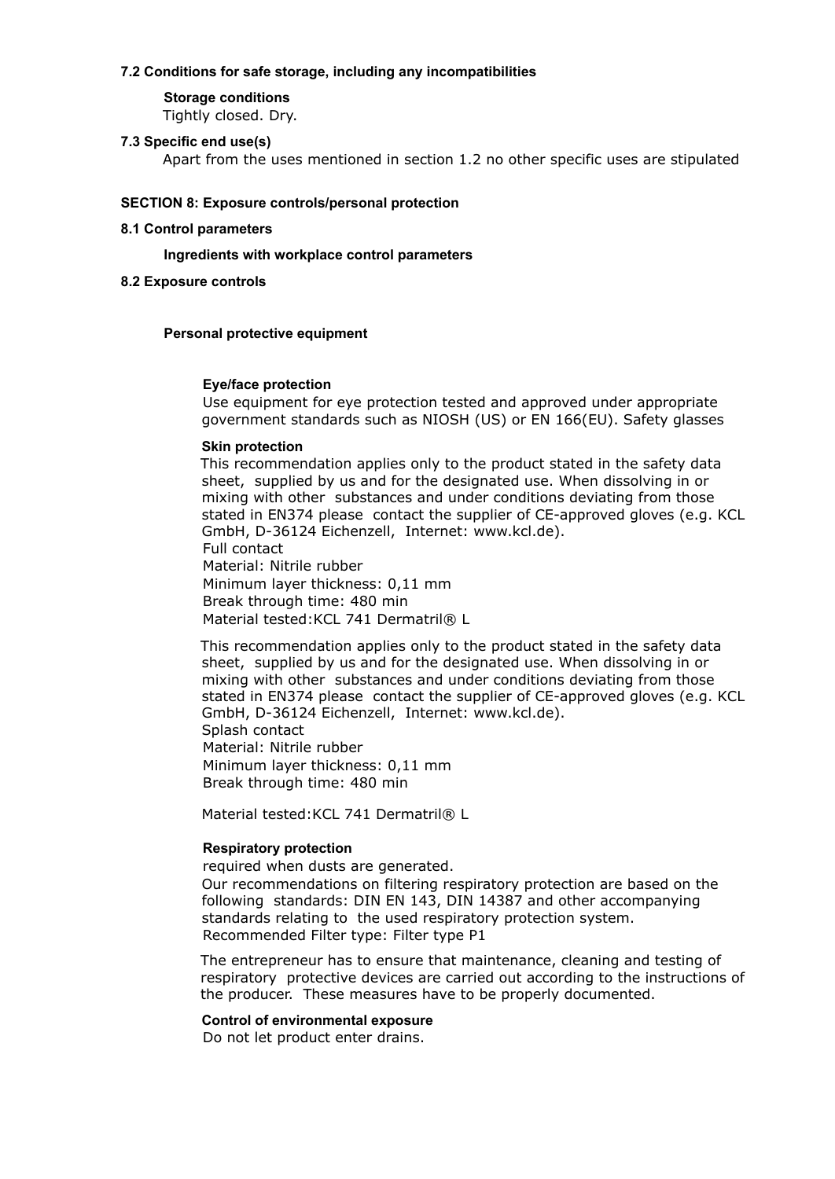### 7.2 Conditions for safe storage, including any incompatibilities

**Storage conditions**

Tightly closed. Dry.

### 7.3 Specific end use(s)

Apart from the uses mentioned in section 1.2 no other specific uses are stipulated

## SECTION 8: Exposure controls/personal protection

### 8.1 Control parameters

**Ingredients with workplace control parameters**

### 8.2 Exposure controls

**Personal protective equipment**

**Eye/face protection**

Use equipment for eye protection tested and approved under appropriate government standards such as NIOSH (US) or EN 166(EU). Safety glasses

**Skin protection**

This recommendation applies only to the product stated in the safety data sheet, supplied by us and for the designated use. When dissolving in or mixing with other substances and under conditions deviating from those stated in EN374 please contact the supplier of CE-approved gloves (e.g. KCL GmbH, D-36124 Eichenzell, Internet: www.kcl.de).

Full contact

Material: Nitrile rubber

Minimum layer thickness: 0,11 mm

Break through time: 480 min

Material tested:KCL 741 Dermatril® L

This recommendation applies only to the product stated in the safety data sheet, supplied by us and for the designated use. When dissolving in or mixing with other substances and under conditions deviating from those stated in EN374 please contact the supplier of CE-approved gloves (e.g. KCL GmbH, D-36124 Eichenzell, Internet: www.kcl.de).

Splash contact

Material: Nitrile rubber

Minimum layer thickness: 0,11 mm

Break through time: 480 min

Material tested:KCL 741 Dermatril® L

**Respiratory protection**

required when dusts are generated.

Our recommendations on filtering respiratory protection are based on the following standards: DIN EN 143, DIN 14387 and other accompanying standards relating to the used respiratory protection system.

Recommended Filter type: Filter type P1

The entrepreneur has to ensure that maintenance, cleaning and testing of respiratory protective devices are carried out according to the instructions of the producer. These measures have to be properly documented.

**Control of environmental exposure**

Do not let product enter drains.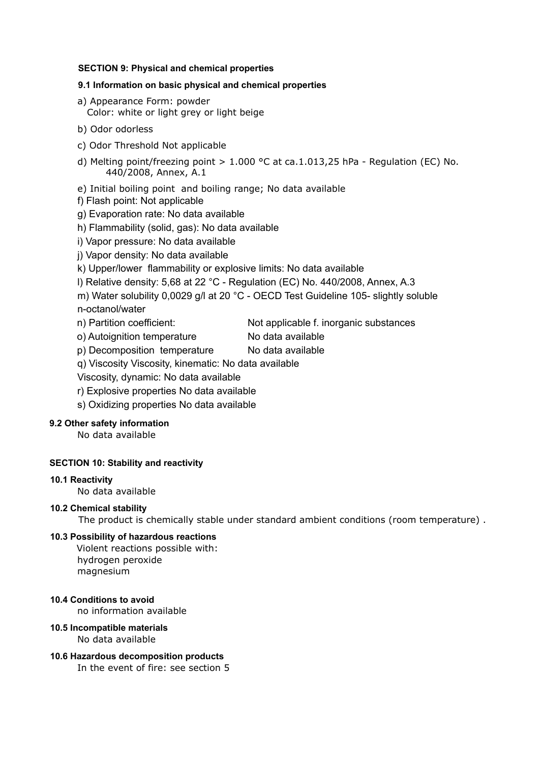## SECTION 9: Physical and chemical properties

### 9.1 Information on basic physical and chemical properties

a) Appearance Form: powder
Color: white or light grey or light beige

b) Odor odorless

c) Odor Threshold Not applicable

d) Melting point/freezing point > 1.000 °C at ca.1.013,25 hPa - Regulation (EC) No. 440/2008, Annex, A.1

e) Initial boiling point and boiling range; No data available

f) Flash point: Not applicable

g) Evaporation rate: No data available

h) Flammability (solid, gas): No data available

i) Vapor pressure: No data available

j) Vapor density: No data available

k) Upper/lower flammability or explosive limits: No data available

l) Relative density: 5,68 at 22 °C - Regulation (EC) No. 440/2008, Annex, A.3

m) Water solubility 0,0029 g/l at 20 °C - OECD Test Guideline 105- slightly soluble

n-octanol/water

n) Partition coefficient: Not applicable f. inorganic substances

o) Autoignition temperature No data available

p) Decomposition temperature No data available

q) Viscosity Viscosity, kinematic: No data available

Viscosity, dynamic: No data available

r) Explosive properties No data available

s) Oxidizing properties No data available

### 9.2 Other safety information

No data available

## SECTION 10: Stability and reactivity

### 10.1 Reactivity

No data available

### 10.2 Chemical stability

The product is chemically stable under standard ambient conditions (room temperature) .

### 10.3 Possibility of hazardous reactions

Violent reactions possible with:
hydrogen peroxide
magnesium

### 10.4 Conditions to avoid

no information available

### 10.5 Incompatible materials

No data available

### 10.6 Hazardous decomposition products

In the event of fire: see section 5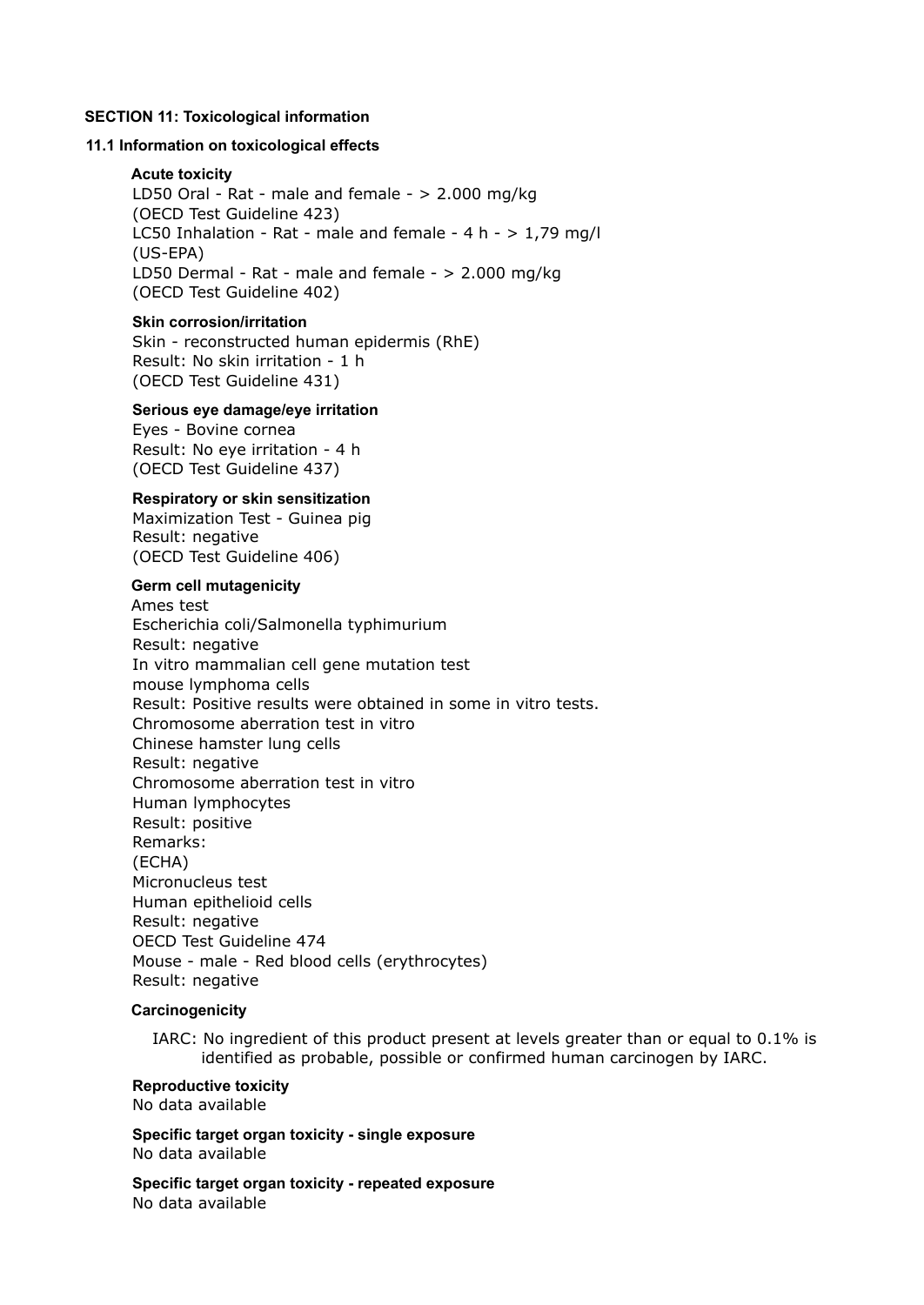## SECTION 11: Toxicological information

### 11.1 Information on toxicological effects

**Acute toxicity**

LD50 Oral - Rat - male and female - > 2.000 mg/kg
(OECD Test Guideline 423)
LC50 Inhalation - Rat - male and female - 4 h - > 1,79 mg/l
(US-EPA)
LD50 Dermal - Rat - male and female - > 2.000 mg/kg
(OECD Test Guideline 402)

**Skin corrosion/irritation**

Skin - reconstructed human epidermis (RhE)
Result: No skin irritation - 1 h
(OECD Test Guideline 431)

**Serious eye damage/eye irritation**

Eyes - Bovine cornea
Result: No eye irritation - 4 h
(OECD Test Guideline 437)

**Respiratory or skin sensitization**

Maximization Test - Guinea pig
Result: negative
(OECD Test Guideline 406)

**Germ cell mutagenicity**

Ames test
Escherichia coli/Salmonella typhimurium
Result: negative
In vitro mammalian cell gene mutation test
mouse lymphoma cells
Result: Positive results were obtained in some in vitro tests.
Chromosome aberration test in vitro
Chinese hamster lung cells
Result: negative
Chromosome aberration test in vitro
Human lymphocytes
Result: positive
Remarks:
(ECHA)
Micronucleus test
Human epithelioid cells
Result: negative
OECD Test Guideline 474
Mouse - male - Red blood cells (erythrocytes)
Result: negative

**Carcinogenicity**

IARC: No ingredient of this product present at levels greater than or equal to 0.1% is identified as probable, possible or confirmed human carcinogen by IARC.

**Reproductive toxicity**

No data available

**Specific target organ toxicity - single exposure**

No data available

**Specific target organ toxicity - repeated exposure**

No data available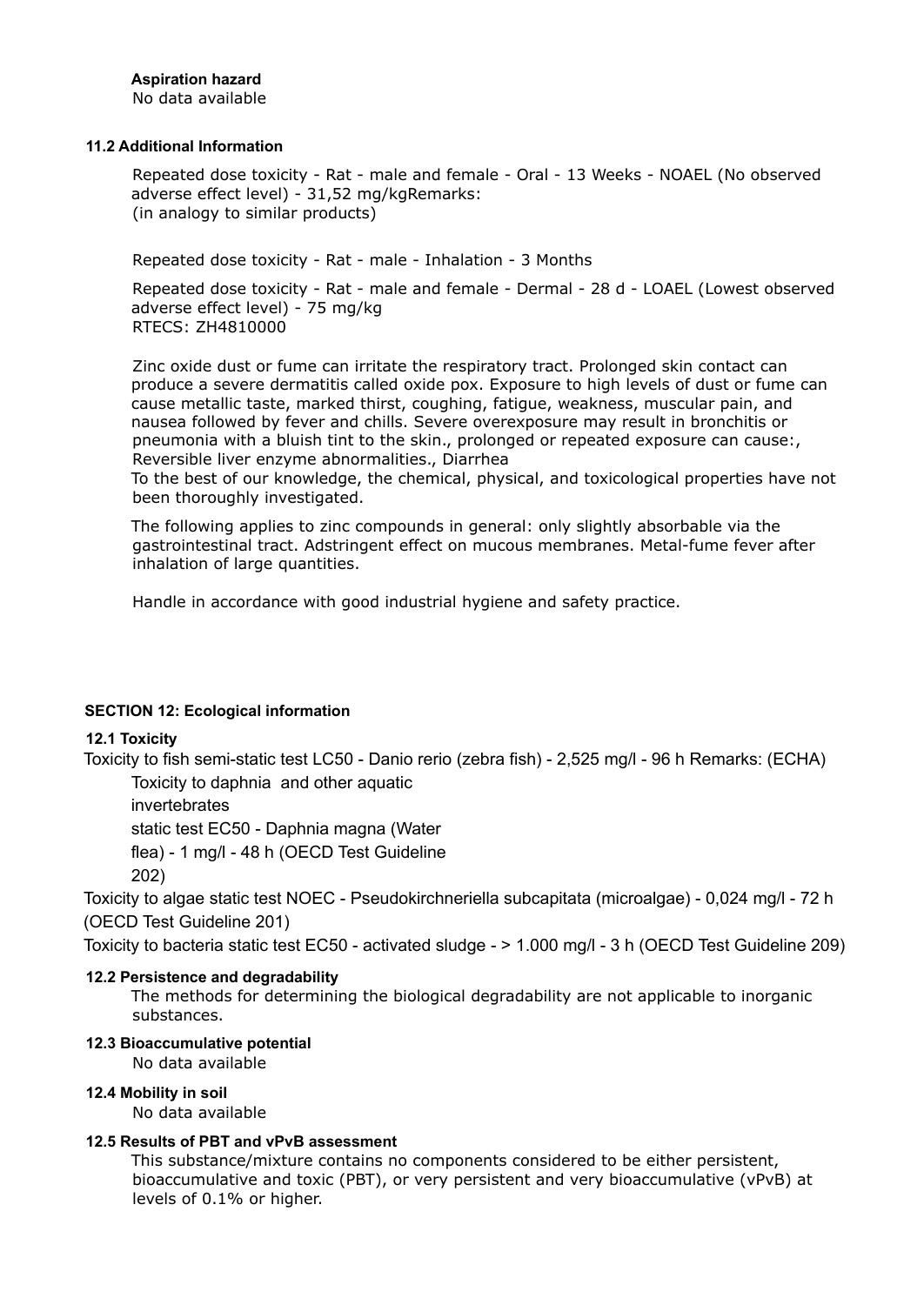**Aspiration hazard**

No data available

### 11.2 Additional Information

Repeated dose toxicity - Rat - male and female - Oral - 13 Weeks - NOAEL (No observed adverse effect level) - 31,52 mg/kgRemarks:
(in analogy to similar products)

Repeated dose toxicity - Rat - male - Inhalation - 3 Months

Repeated dose toxicity - Rat - male and female - Dermal - 28 d - LOAEL (Lowest observed adverse effect level) - 75 mg/kg
RTECS: ZH4810000

Zinc oxide dust or fume can irritate the respiratory tract. Prolonged skin contact can produce a severe dermatitis called oxide pox. Exposure to high levels of dust or fume can cause metallic taste, marked thirst, coughing, fatigue, weakness, muscular pain, and nausea followed by fever and chills. Severe overexposure may result in bronchitis or pneumonia with a bluish tint to the skin., prolonged or repeated exposure can cause:, Reversible liver enzyme abnormalities., Diarrhea
To the best of our knowledge, the chemical, physical, and toxicological properties have not been thoroughly investigated.

The following applies to zinc compounds in general: only slightly absorbable via the gastrointestinal tract. Adstringent effect on mucous membranes. Metal-fume fever after inhalation of large quantities.

Handle in accordance with good industrial hygiene and safety practice.

## SECTION 12: Ecological information

### 12.1 Toxicity

Toxicity to fish semi-static test LC50 - Danio rerio (zebra fish) - 2,525 mg/l - 96 h Remarks: (ECHA)

Toxicity to daphnia and other aquatic invertebrates
static test EC50 - Daphnia magna (Water flea) - 1 mg/l - 48 h (OECD Test Guideline 202)

Toxicity to algae static test NOEC - Pseudokirchneriella subcapitata (microalgae) - 0,024 mg/l - 72 h (OECD Test Guideline 201)

Toxicity to bacteria static test EC50 - activated sludge - > 1.000 mg/l - 3 h (OECD Test Guideline 209)

### 12.2 Persistence and degradability

The methods for determining the biological degradability are not applicable to inorganic substances.

### 12.3 Bioaccumulative potential

No data available

### 12.4 Mobility in soil

No data available

### 12.5 Results of PBT and vPvB assessment

This substance/mixture contains no components considered to be either persistent, bioaccumulative and toxic (PBT), or very persistent and very bioaccumulative (vPvB) at levels of 0.1% or higher.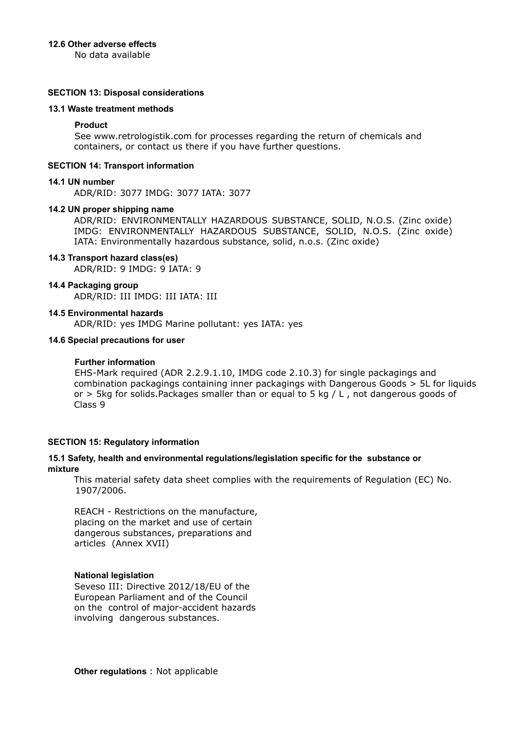#### 12.6 Other adverse effects

No data available

## SECTION 13: Disposal considerations

### 13.1 Waste treatment methods

**Product**

See www.retrologistik.com for processes regarding the return of chemicals and containers, or contact us there if you have further questions.

## SECTION 14: Transport information

### 14.1 UN number

ADR/RID: 3077 IMDG: 3077 IATA: 3077

### 14.2 UN proper shipping name

ADR/RID: ENVIRONMENTALLY HAZARDOUS SUBSTANCE, SOLID, N.O.S. (Zinc oxide)
IMDG: ENVIRONMENTALLY HAZARDOUS SUBSTANCE, SOLID, N.O.S. (Zinc oxide)
IATA: Environmentally hazardous substance, solid, n.o.s. (Zinc oxide)

### 14.3 Transport hazard class(es)

ADR/RID: 9 IMDG: 9 IATA: 9

### 14.4 Packaging group

ADR/RID: III IMDG: III IATA: III

### 14.5 Environmental hazards

ADR/RID: yes IMDG Marine pollutant: yes IATA: yes

### 14.6 Special precautions for user

**Further information**

EHS-Mark required (ADR 2.2.9.1.10, IMDG code 2.10.3) for single packagings and combination packagings containing inner packagings with Dangerous Goods > 5L for liquids or > 5kg for solids.Packages smaller than or equal to 5 kg / L , not dangerous goods of Class 9

## SECTION 15: Regulatory information

### 15.1 Safety, health and environmental regulations/legislation specific for the substance or mixture

This material safety data sheet complies with the requirements of Regulation (EC) No. 1907/2006.

REACH - Restrictions on the manufacture, placing on the market and use of certain dangerous substances, preparations and articles (Annex XVII)

**National legislation**

Seveso III: Directive 2012/18/EU of the European Parliament and of the Council on the control of major-accident hazards involving dangerous substances.

**Other regulations** : Not applicable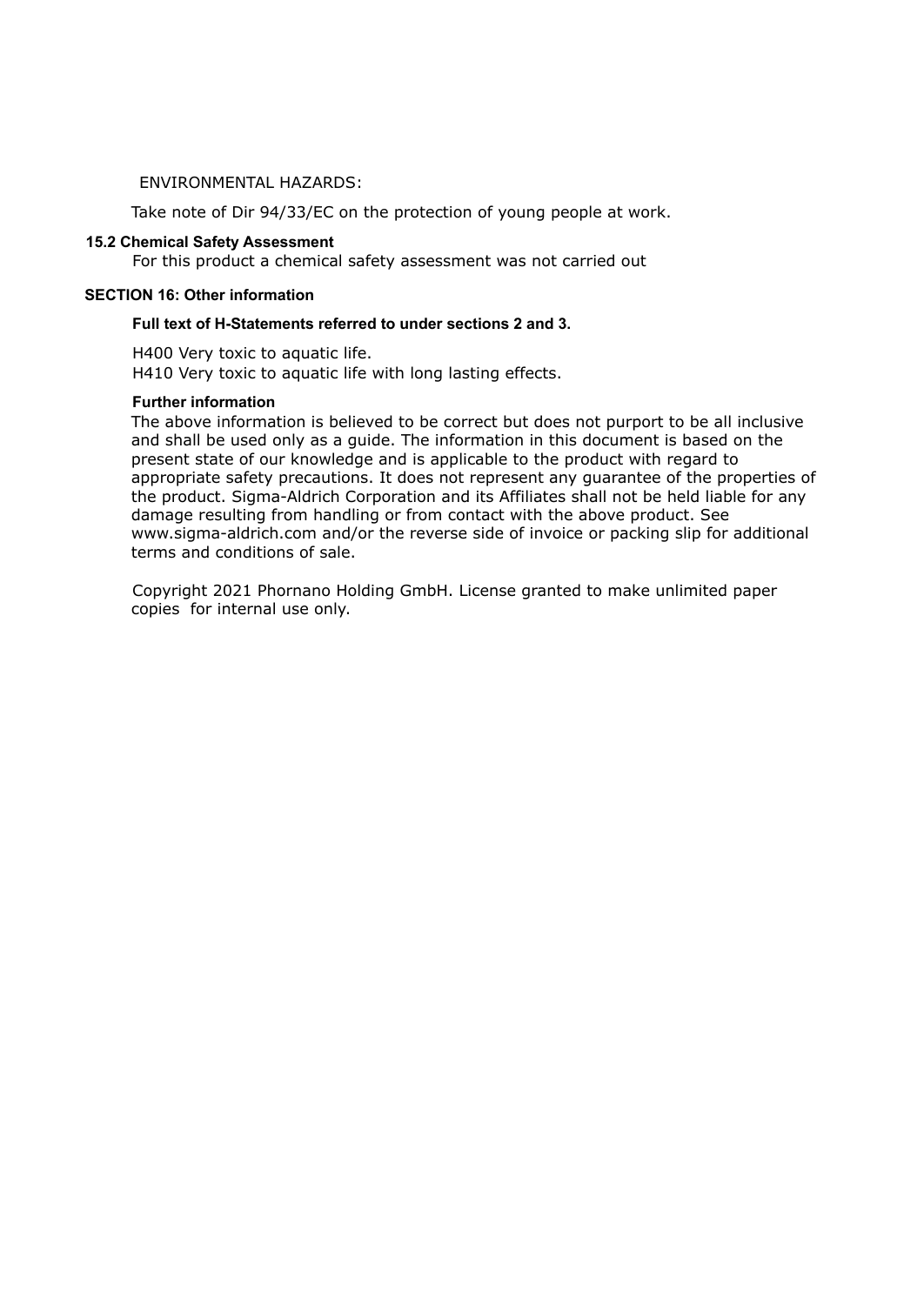ENVIRONMENTAL HAZARDS:

Take note of Dir 94/33/EC on the protection of young people at work.

### 15.2 Chemical Safety Assessment

For this product a chemical safety assessment was not carried out

## SECTION 16: Other information

**Full text of H-Statements referred to under sections 2 and 3.**

H400 Very toxic to aquatic life.
H410 Very toxic to aquatic life with long lasting effects.

**Further information**

The above information is believed to be correct but does not purport to be all inclusive and shall be used only as a guide. The information in this document is based on the present state of our knowledge and is applicable to the product with regard to appropriate safety precautions. It does not represent any guarantee of the properties of the product. Sigma-Aldrich Corporation and its Affiliates shall not be held liable for any damage resulting from handling or from contact with the above product. See www.sigma-aldrich.com and/or the reverse side of invoice or packing slip for additional terms and conditions of sale.

Copyright 2021 Phornano Holding GmbH. License granted to make unlimited paper copies for internal use only.